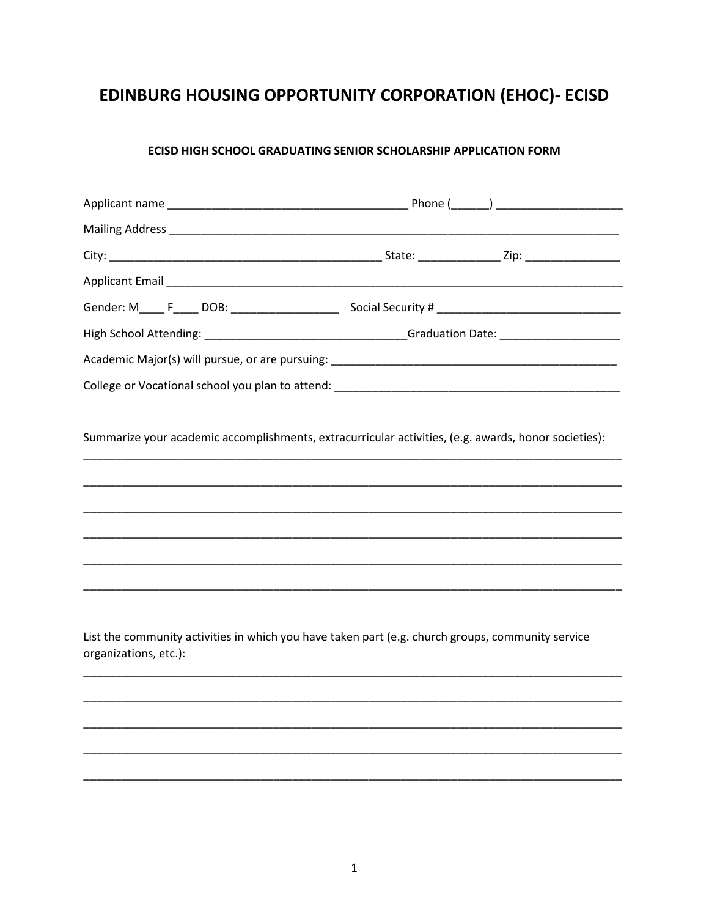# EDINBURG HOUSING OPPORTUNITY CORPORATION (EHOC)- ECISD

## ECISD HIGH SCHOOL GRADUATING SENIOR SCHOLARSHIP APPLICATION FORM

Applicant name ______________________________________ Phone (______) ___________________

Mailing Address ________________________________________________________________________

City: __________________________________________ State: _____________ Zip: _______________

Applicant Email _________________________________________________________________________

Gender: M____ F____ DOB: _________________ Social Security # _____________________________

High School Attending: ________________________________Graduation Date: ___________________

Academic Major(s) will pursue, or are pursuing: _____________________________________________

College or Vocational school you plan to attend: _____________________________________________

Summarize your academic accomplishments, extracurricular activities, (e.g. awards, honor societies):

____________________________________________________________________________________

____________________________________________________________________________________

____________________________________________________________________________________

____________________________________________________________________________________

____________________________________________________________________________________

____________________________________________________________________________________

List the community activities in which you have taken part (e.g. church groups, community service organizations, etc.):

____________________________________________________________________________________

____________________________________________________________________________________

____________________________________________________________________________________

____________________________________________________________________________________

____________________________________________________________________________________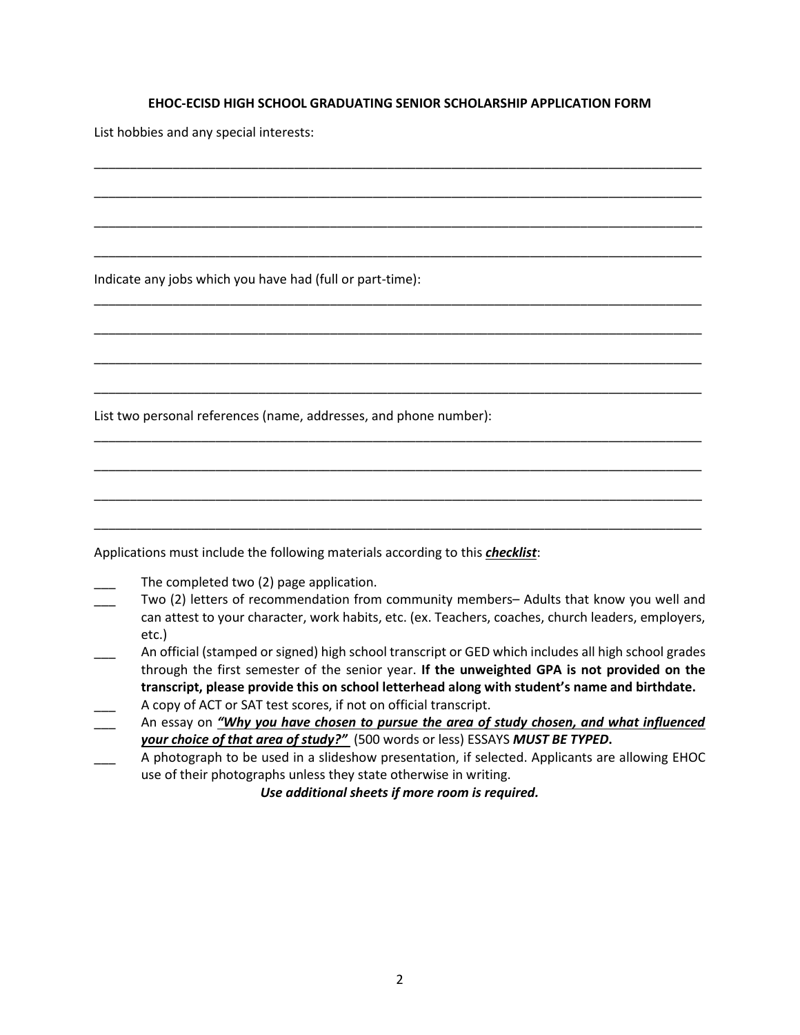**EHOC-ECISD HIGH SCHOOL GRADUATING SENIOR SCHOLARSHIP APPLICATION FORM**

List hobbies and any special interests:

_____________________________________________________________________________________

_____________________________________________________________________________________

_____________________________________________________________________________________

_____________________________________________________________________________________

Indicate any jobs which you have had (full or part-time):

_____________________________________________________________________________________

_____________________________________________________________________________________

_____________________________________________________________________________________

_____________________________________________________________________________________

List two personal references (name, addresses, and phone number):

_____________________________________________________________________________________

_____________________________________________________________________________________

_____________________________________________________________________________________

_____________________________________________________________________________________

Applications must include the following materials according to this ***checklist***:

___ The completed two (2) page application.

___ Two (2) letters of recommendation from community members– Adults that know you well and can attest to your character, work habits, etc. (ex. Teachers, coaches, church leaders, employers, etc.)

___ An official (stamped or signed) high school transcript or GED which includes all high school grades through the first semester of the senior year. **If the unweighted GPA is not provided on the transcript, please provide this on school letterhead along with student's name and birthdate.**

___ A copy of ACT or SAT test scores, if not on official transcript.

___ An essay on ***"Why you have chosen to pursue the area of study chosen, and what influenced your choice of that area of study?"*** (500 words or less) ESSAYS ***MUST BE TYPED.***

___ A photograph to be used in a slideshow presentation, if selected. Applicants are allowing EHOC use of their photographs unless they state otherwise in writing.

***Use additional sheets if more room is required.***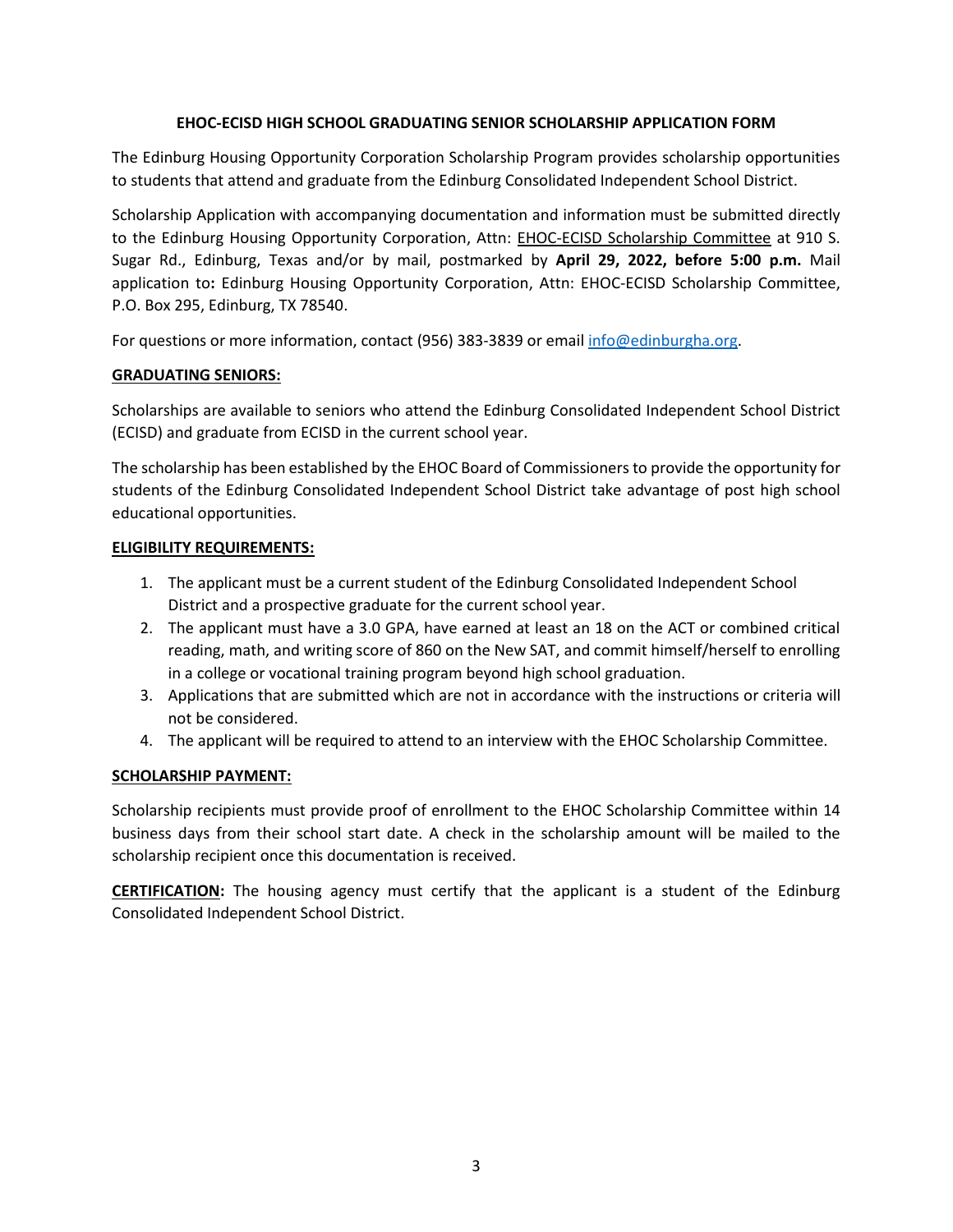**EHOC-ECISD HIGH SCHOOL GRADUATING SENIOR SCHOLARSHIP APPLICATION FORM**

The Edinburg Housing Opportunity Corporation Scholarship Program provides scholarship opportunities to students that attend and graduate from the Edinburg Consolidated Independent School District.

Scholarship Application with accompanying documentation and information must be submitted directly to the Edinburg Housing Opportunity Corporation, Attn: EHOC-ECISD Scholarship Committee at 910 S. Sugar Rd., Edinburg, Texas and/or by mail, postmarked by **April 29, 2022, before 5:00 p.m.** Mail application to**:** Edinburg Housing Opportunity Corporation, Attn: EHOC-ECISD Scholarship Committee, P.O. Box 295, Edinburg, TX 78540.

For questions or more information, contact (956) 383-3839 or email info@edinburgha.org.

**GRADUATING SENIORS:**

Scholarships are available to seniors who attend the Edinburg Consolidated Independent School District (ECISD) and graduate from ECISD in the current school year.

The scholarship has been established by the EHOC Board of Commissioners to provide the opportunity for students of the Edinburg Consolidated Independent School District take advantage of post high school educational opportunities.

**ELIGIBILITY REQUIREMENTS:**

1. The applicant must be a current student of the Edinburg Consolidated Independent School District and a prospective graduate for the current school year.
2. The applicant must have a 3.0 GPA, have earned at least an 18 on the ACT or combined critical reading, math, and writing score of 860 on the New SAT, and commit himself/herself to enrolling in a college or vocational training program beyond high school graduation.
3. Applications that are submitted which are not in accordance with the instructions or criteria will not be considered.
4. The applicant will be required to attend to an interview with the EHOC Scholarship Committee.

**SCHOLARSHIP PAYMENT:**

Scholarship recipients must provide proof of enrollment to the EHOC Scholarship Committee within 14 business days from their school start date. A check in the scholarship amount will be mailed to the scholarship recipient once this documentation is received.

**CERTIFICATION:** The housing agency must certify that the applicant is a student of the Edinburg Consolidated Independent School District.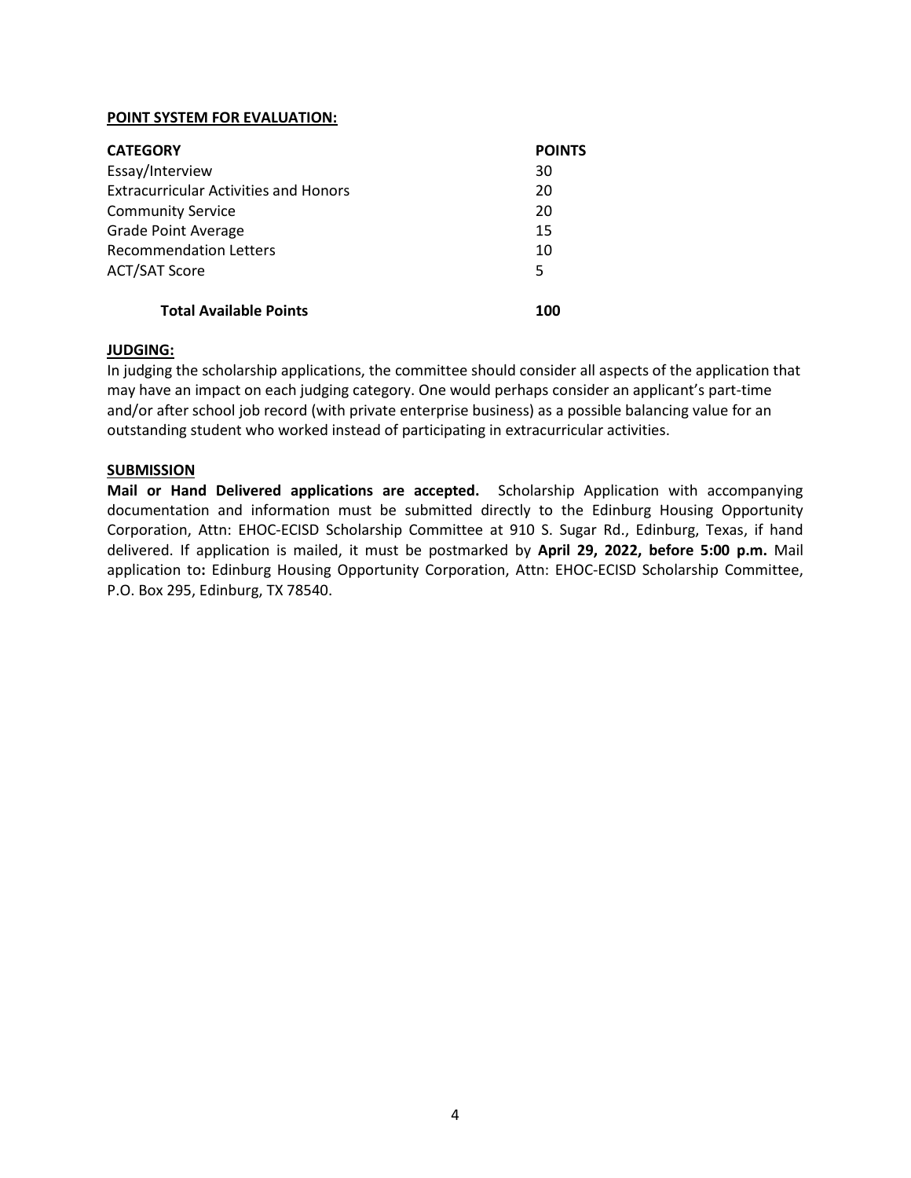**POINT SYSTEM FOR EVALUATION:**

| **CATEGORY** | **POINTS** |
|---|---|
| Essay/Interview | 30 |
| Extracurricular Activities and Honors | 20 |
| Community Service | 20 |
| Grade Point Average | 15 |
| Recommendation Letters | 10 |
| ACT/SAT Score | 5 |
| **Total Available Points** | **100** |

**JUDGING:**

In judging the scholarship applications, the committee should consider all aspects of the application that may have an impact on each judging category. One would perhaps consider an applicant's part-time and/or after school job record (with private enterprise business) as a possible balancing value for an outstanding student who worked instead of participating in extracurricular activities.

**SUBMISSION**

**Mail or Hand Delivered applications are accepted.** Scholarship Application with accompanying documentation and information must be submitted directly to the Edinburg Housing Opportunity Corporation, Attn: EHOC-ECISD Scholarship Committee at 910 S. Sugar Rd., Edinburg, Texas, if hand delivered. If application is mailed, it must be postmarked by **April 29, 2022, before 5:00 p.m.** Mail application to**:** Edinburg Housing Opportunity Corporation, Attn: EHOC-ECISD Scholarship Committee, P.O. Box 295, Edinburg, TX 78540.